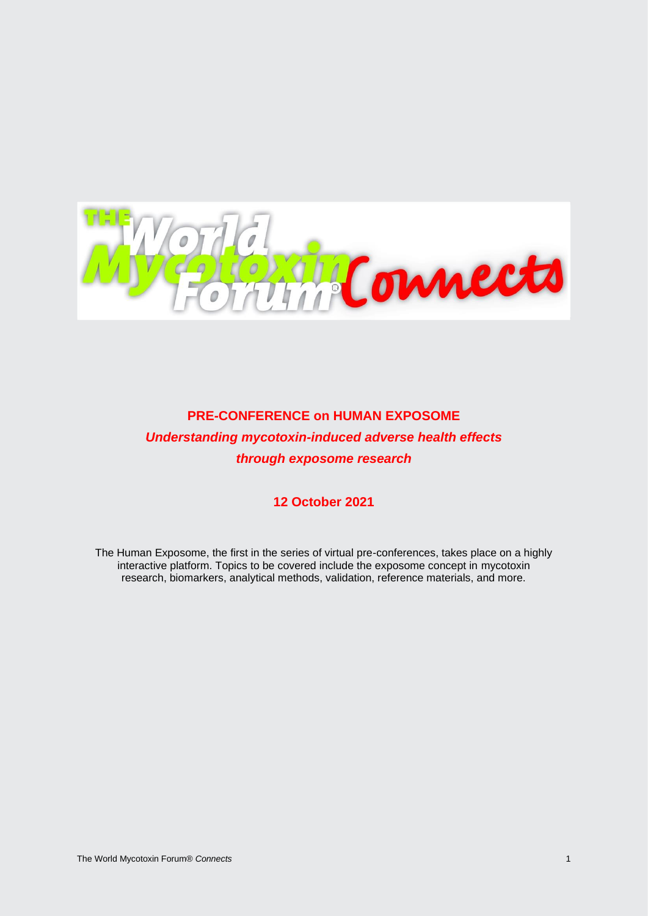# PRE-CONFERENCE on HUMAN EXPOSOME

## *Understanding mycotoxin-induced adverse health effects through exposome research*

**12 October 2021**

The Human Exposome, the first in the series of virtual pre-conferences, takes place on a highly interactive platform. Topics to be covered include the exposome concept in mycotoxin research, biomarkers, analytical methods, validation, reference materials, and more.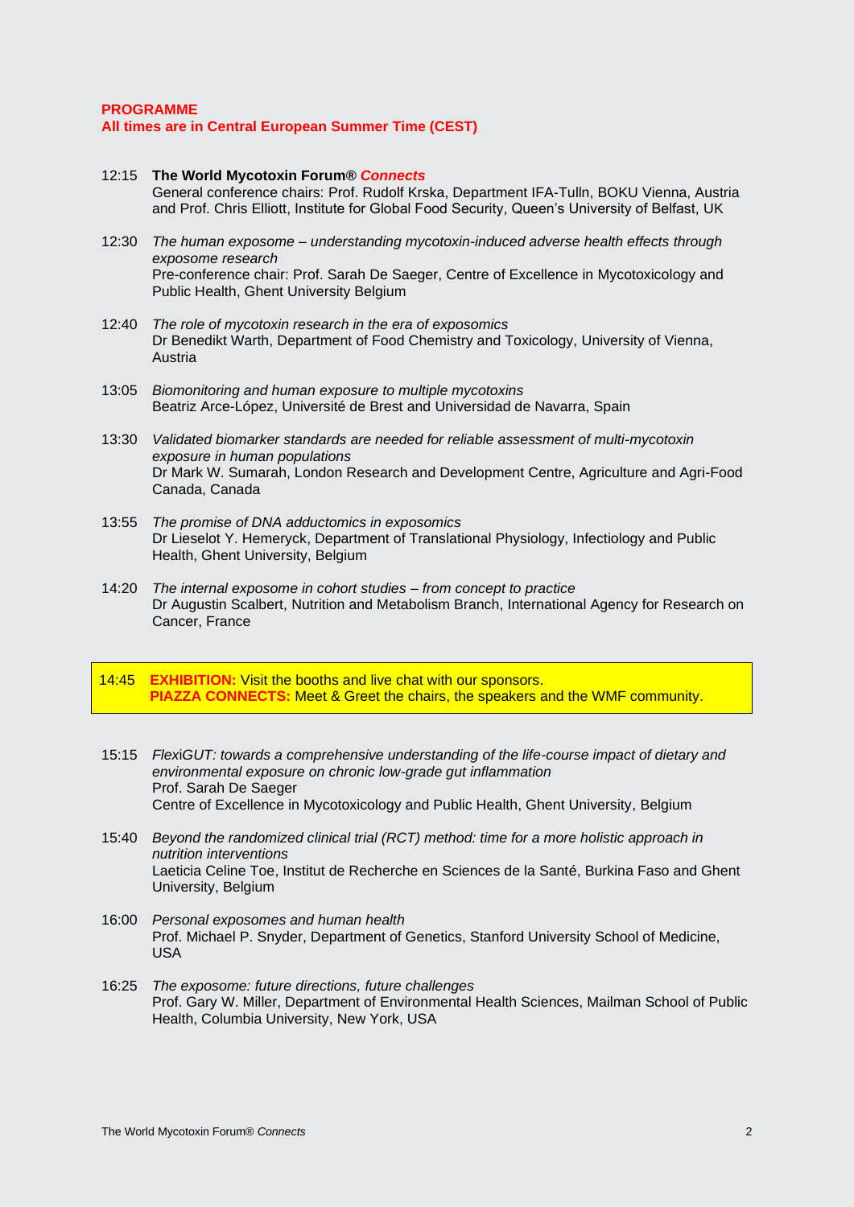**PROGRAMME**
**All times are in Central European Summer Time (CEST)**

12:15 **The World Mycotoxin Forum®** ***Connects***
General conference chairs: Prof. Rudolf Krska, Department IFA-Tulln, BOKU Vienna, Austria and Prof. Chris Elliott, Institute for Global Food Security, Queen's University of Belfast, UK

12:30 *The human exposome – understanding mycotoxin-induced adverse health effects through exposome research*
Pre-conference chair: Prof. Sarah De Saeger, Centre of Excellence in Mycotoxicology and Public Health, Ghent University Belgium

12:40 *The role of mycotoxin research in the era of exposomics*
Dr Benedikt Warth, Department of Food Chemistry and Toxicology, University of Vienna, Austria

13:05 *Biomonitoring and human exposure to multiple mycotoxins*
Beatriz Arce-López, Université de Brest and Universidad de Navarra, Spain

13:30 *Validated biomarker standards are needed for reliable assessment of multi-mycotoxin exposure in human populations*
Dr Mark W. Sumarah, London Research and Development Centre, Agriculture and Agri-Food Canada, Canada

13:55 *The promise of DNA adductomics in exposomics*
Dr Lieselot Y. Hemeryck, Department of Translational Physiology, Infectiology and Public Health, Ghent University, Belgium

14:20 *The internal exposome in cohort studies – from concept to practice*
Dr Augustin Scalbert, Nutrition and Metabolism Branch, International Agency for Research on Cancer, France

14:45 **EXHIBITION:** Visit the booths and live chat with our sponsors.
**PIAZZA CONNECTS:** Meet & Greet the chairs, the speakers and the WMF community.

15:15 *FlexiGUT: towards a comprehensive understanding of the life-course impact of dietary and environmental exposure on chronic low-grade gut inflammation*
Prof. Sarah De Saeger
Centre of Excellence in Mycotoxicology and Public Health, Ghent University, Belgium

15:40 *Beyond the randomized clinical trial (RCT) method: time for a more holistic approach in nutrition interventions*
Laeticia Celine Toe, Institut de Recherche en Sciences de la Santé, Burkina Faso and Ghent University, Belgium

16:00 *Personal exposomes and human health*
Prof. Michael P. Snyder, Department of Genetics, Stanford University School of Medicine, USA

16:25 *The exposome: future directions, future challenges*
Prof. Gary W. Miller, Department of Environmental Health Sciences, Mailman School of Public Health, Columbia University, New York, USA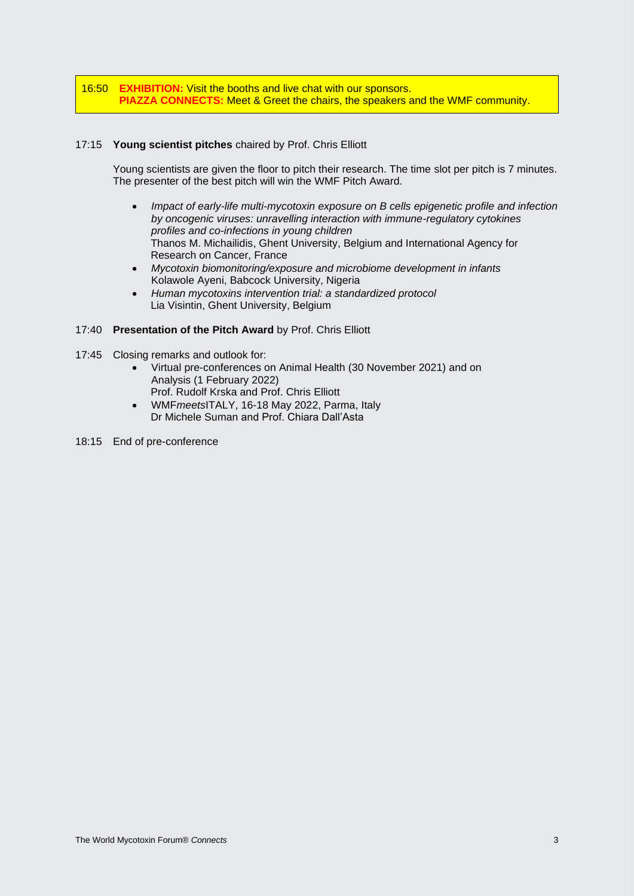16:50 **EXHIBITION:** Visit the booths and live chat with our sponsors.
**PIAZZA CONNECTS:** Meet & Greet the chairs, the speakers and the WMF community.

17:15 **Young scientist pitches** chaired by Prof. Chris Elliott

Young scientists are given the floor to pitch their research. The time slot per pitch is 7 minutes. The presenter of the best pitch will win the WMF Pitch Award.

- *Impact of early-life multi-mycotoxin exposure on B cells epigenetic profile and infection by oncogenic viruses: unravelling interaction with immune-regulatory cytokines profiles and co-infections in young children*
  Thanos M. Michailidis, Ghent University, Belgium and International Agency for Research on Cancer, France
- *Mycotoxin biomonitoring/exposure and microbiome development in infants*
  Kolawole Ayeni, Babcock University, Nigeria
- *Human mycotoxins intervention trial: a standardized protocol*
  Lia Visintin, Ghent University, Belgium

17:40 **Presentation of the Pitch Award** by Prof. Chris Elliott

17:45 Closing remarks and outlook for:

- Virtual pre-conferences on Animal Health (30 November 2021) and on Analysis (1 February 2022)
  Prof. Rudolf Krska and Prof. Chris Elliott
- WMF*meets*ITALY, 16-18 May 2022, Parma, Italy
  Dr Michele Suman and Prof. Chiara Dall'Asta

18:15 End of pre-conference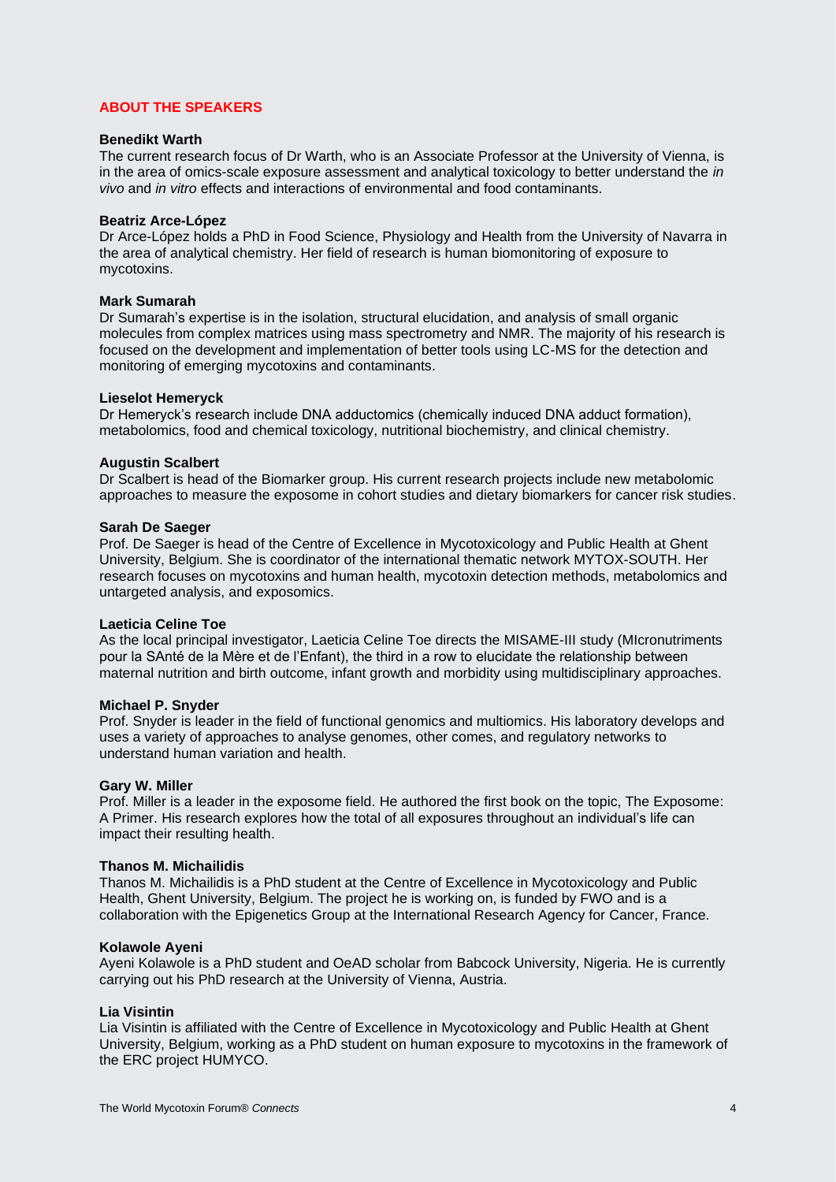## ABOUT THE SPEAKERS

**Benedikt Warth**
The current research focus of Dr Warth, who is an Associate Professor at the University of Vienna, is in the area of omics-scale exposure assessment and analytical toxicology to better understand the *in vivo* and *in vitro* effects and interactions of environmental and food contaminants.

**Beatriz Arce-López**
Dr Arce-López holds a PhD in Food Science, Physiology and Health from the University of Navarra in the area of analytical chemistry. Her field of research is human biomonitoring of exposure to mycotoxins.

**Mark Sumarah**
Dr Sumarah's expertise is in the isolation, structural elucidation, and analysis of small organic molecules from complex matrices using mass spectrometry and NMR. The majority of his research is focused on the development and implementation of better tools using LC-MS for the detection and monitoring of emerging mycotoxins and contaminants.

**Lieselot Hemeryck**
Dr Hemeryck's research include DNA adductomics (chemically induced DNA adduct formation), metabolomics, food and chemical toxicology, nutritional biochemistry, and clinical chemistry.

**Augustin Scalbert**
Dr Scalbert is head of the Biomarker group. His current research projects include new metabolomic approaches to measure the exposome in cohort studies and dietary biomarkers for cancer risk studies.

**Sarah De Saeger**
Prof. De Saeger is head of the Centre of Excellence in Mycotoxicology and Public Health at Ghent University, Belgium. She is coordinator of the international thematic network MYTOX-SOUTH. Her research focuses on mycotoxins and human health, mycotoxin detection methods, metabolomics and untargeted analysis, and exposomics.

**Laeticia Celine Toe**
As the local principal investigator, Laeticia Celine Toe directs the MISAME-III study (MIcronutriments pour la SAnté de la Mère et de l'Enfant), the third in a row to elucidate the relationship between maternal nutrition and birth outcome, infant growth and morbidity using multidisciplinary approaches.

**Michael P. Snyder**
Prof. Snyder is leader in the field of functional genomics and multiomics. His laboratory develops and uses a variety of approaches to analyse genomes, other comes, and regulatory networks to understand human variation and health.

**Gary W. Miller**
Prof. Miller is a leader in the exposome field. He authored the first book on the topic, The Exposome: A Primer. His research explores how the total of all exposures throughout an individual's life can impact their resulting health.

**Thanos M. Michailidis**
Thanos M. Michailidis is a PhD student at the Centre of Excellence in Mycotoxicology and Public Health, Ghent University, Belgium. The project he is working on, is funded by FWO and is a collaboration with the Epigenetics Group at the International Research Agency for Cancer, France.

**Kolawole Ayeni**
Ayeni Kolawole is a PhD student and OeAD scholar from Babcock University, Nigeria. He is currently carrying out his PhD research at the University of Vienna, Austria.

**Lia Visintin**
Lia Visintin is affiliated with the Centre of Excellence in Mycotoxicology and Public Health at Ghent University, Belgium, working as a PhD student on human exposure to mycotoxins in the framework of the ERC project HUMYCO.